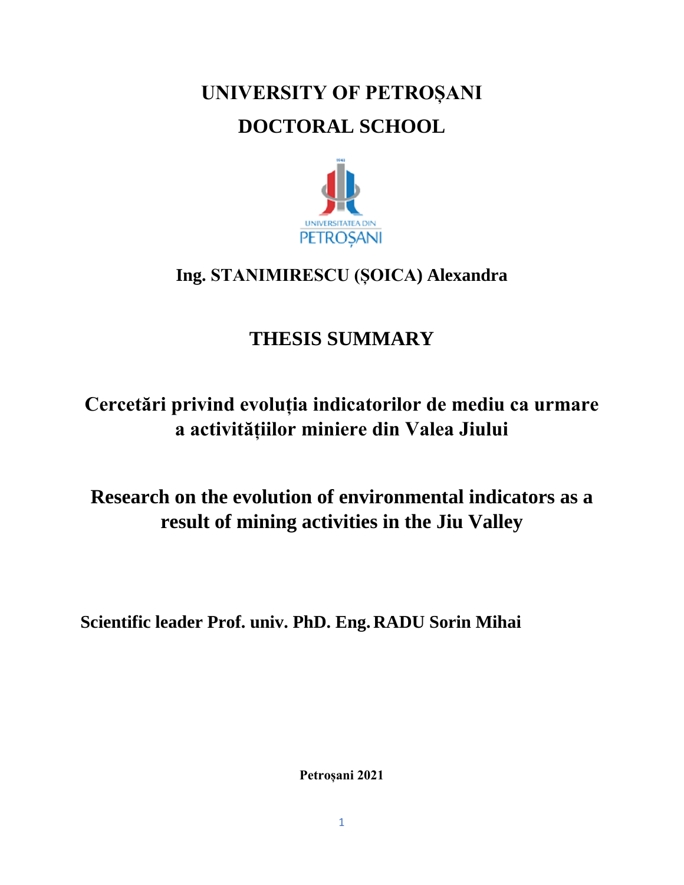# UNIVERSITY OF PETROȘANI
# DOCTORAL SCHOOL

**Ing. STANIMIRESCU (ȘOICA) Alexandra**

## THESIS SUMMARY

## Cercetări privind evoluția indicatorilor de mediu ca urmare a activitățiilor miniere din Valea Jiului

## Research on the evolution of environmental indicators as a result of mining activities in the Jiu Valley

**Scientific leader Prof. univ. PhD. Eng. RADU Sorin Mihai**

**Petroșani 2021**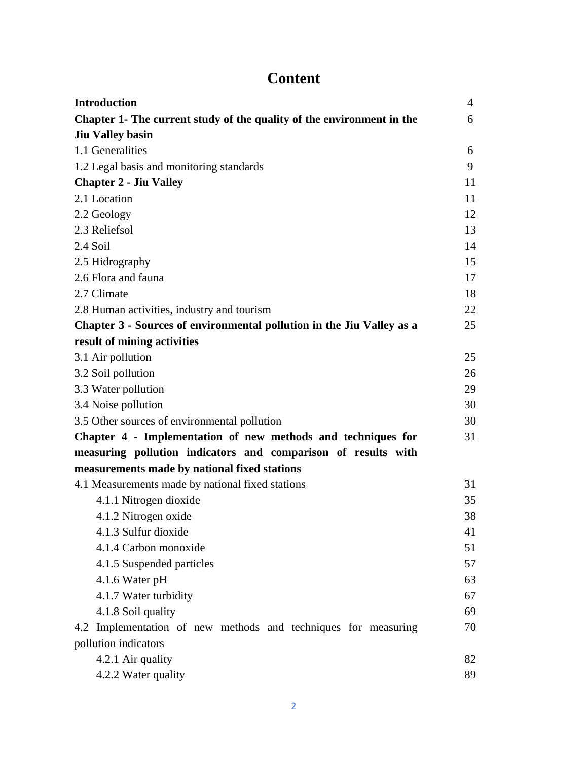# Content

| | |
|---|---|
| **Introduction** | 4 |
| **Chapter 1- The current study of the quality of the environment in the Jiu Valley basin** | 6 |
| 1.1 Generalities | 6 |
| 1.2 Legal basis and monitoring standards | 9 |
| **Chapter 2 - Jiu Valley** | 11 |
| 2.1 Location | 11 |
| 2.2 Geology | 12 |
| 2.3 Reliefsol | 13 |
| 2.4 Soil | 14 |
| 2.5 Hidrography | 15 |
| 2.6 Flora and fauna | 17 |
| 2.7 Climate | 18 |
| 2.8 Human activities, industry and tourism | 22 |
| **Chapter 3 - Sources of environmental pollution in the Jiu Valley as a result of mining activities** | 25 |
| 3.1 Air pollution | 25 |
| 3.2 Soil pollution | 26 |
| 3.3 Water pollution | 29 |
| 3.4 Noise pollution | 30 |
| 3.5 Other sources of environmental pollution | 30 |
| **Chapter 4 - Implementation of new methods and techniques for measuring pollution indicators and comparison of results with measurements made by national fixed stations** | 31 |
| 4.1 Measurements made by national fixed stations | 31 |
| 4.1.1 Nitrogen dioxide | 35 |
| 4.1.2 Nitrogen oxide | 38 |
| 4.1.3 Sulfur dioxide | 41 |
| 4.1.4 Carbon monoxide | 51 |
| 4.1.5 Suspended particles | 57 |
| 4.1.6 Water pH | 63 |
| 4.1.7 Water turbidity | 67 |
| 4.1.8 Soil quality | 69 |
| 4.2 Implementation of new methods and techniques for measuring pollution indicators | 70 |
| 4.2.1 Air quality | 82 |
| 4.2.2 Water quality | 89 |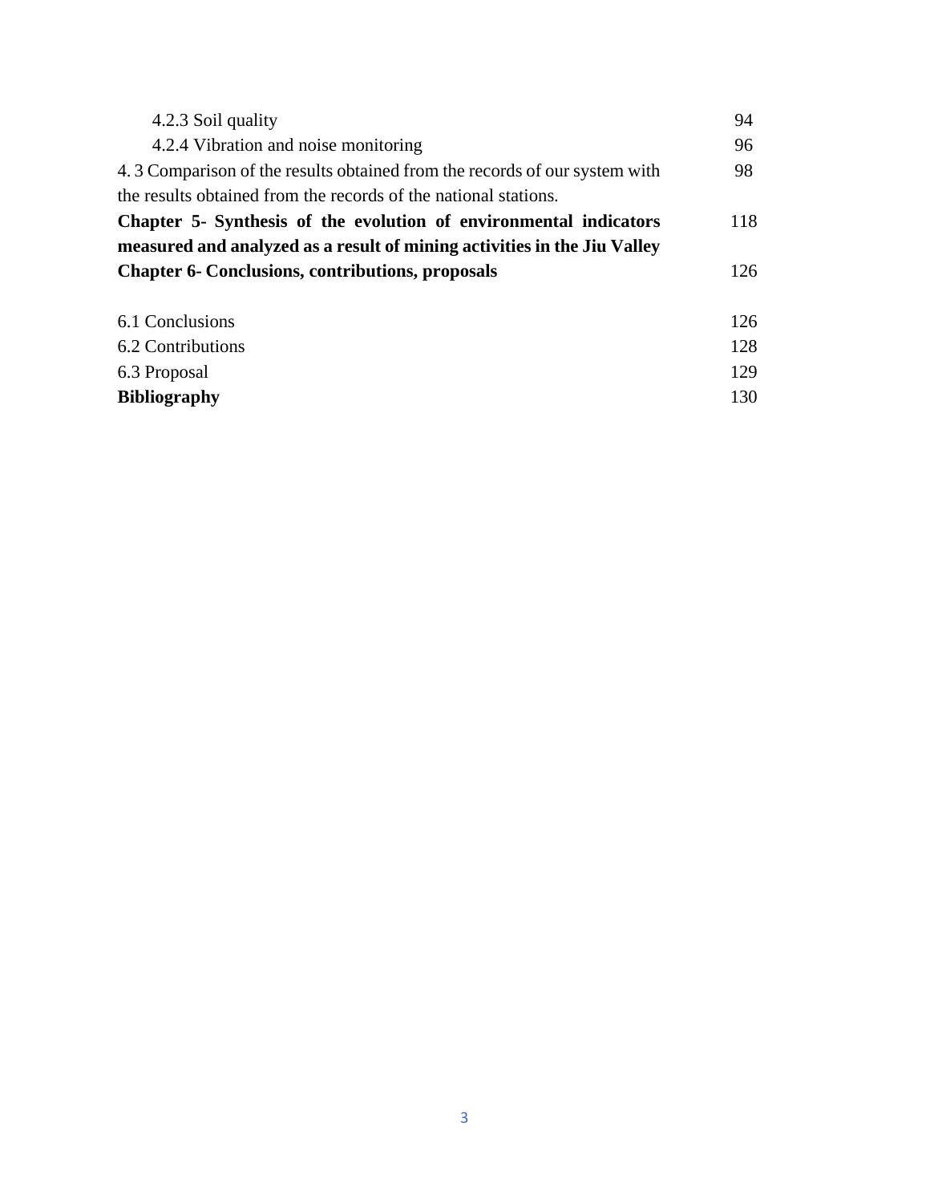| | |
|---|---|
| 4.2.3 Soil quality | 94 |
| 4.2.4 Vibration and noise monitoring | 96 |
| 4. 3 Comparison of the results obtained from the records of our system with the results obtained from the records of the national stations. | 98 |
| **Chapter 5- Synthesis of the evolution of environmental indicators measured and analyzed as a result of mining activities in the Jiu Valley** | 118 |
| **Chapter 6- Conclusions, contributions, proposals** | 126 |
| 6.1 Conclusions | 126 |
| 6.2 Contributions | 128 |
| 6.3 Proposal | 129 |
| **Bibliography** | 130 |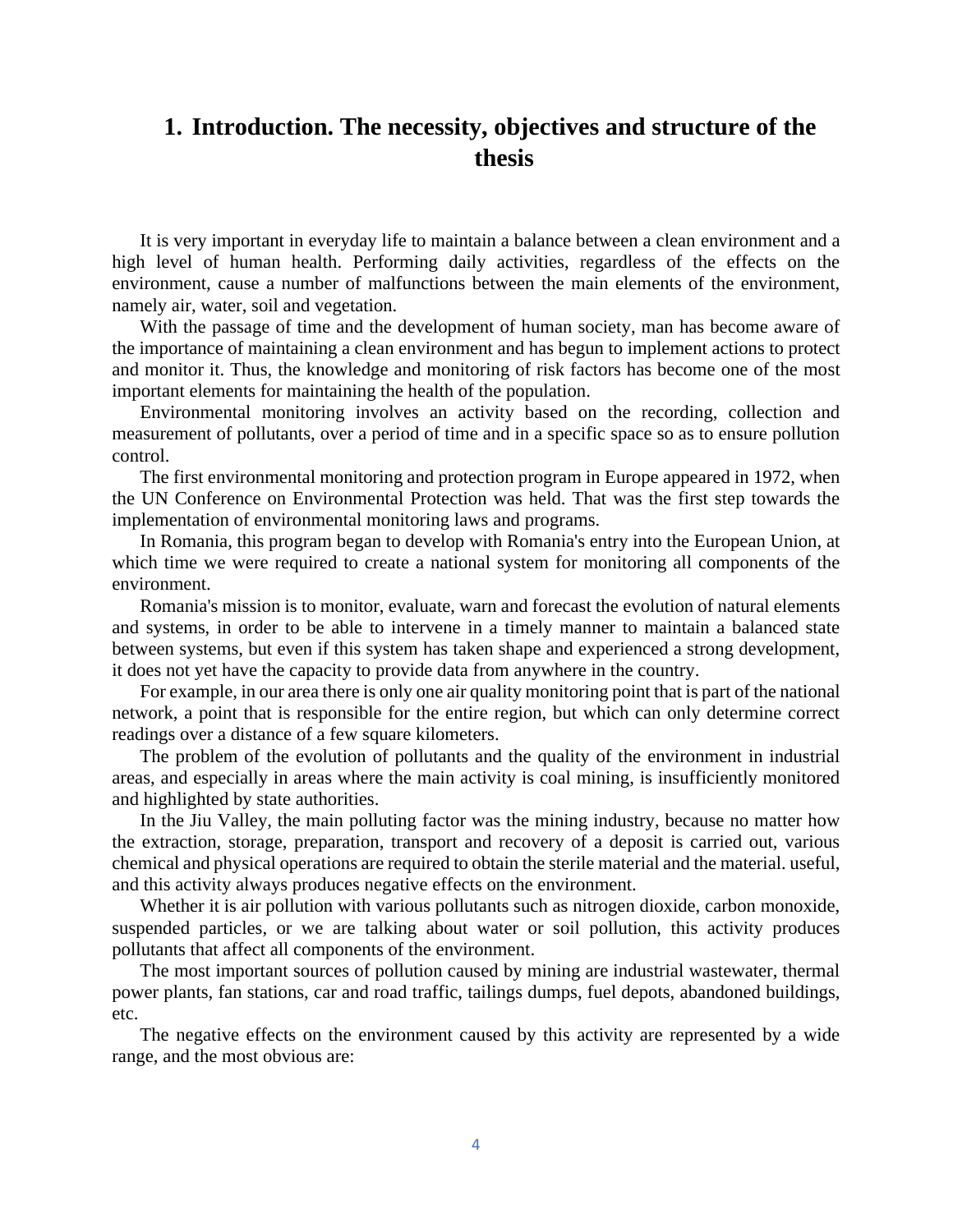# 1. Introduction. The necessity, objectives and structure of the thesis

It is very important in everyday life to maintain a balance between a clean environment and a high level of human health. Performing daily activities, regardless of the effects on the environment, cause a number of malfunctions between the main elements of the environment, namely air, water, soil and vegetation.

With the passage of time and the development of human society, man has become aware of the importance of maintaining a clean environment and has begun to implement actions to protect and monitor it. Thus, the knowledge and monitoring of risk factors has become one of the most important elements for maintaining the health of the population.

Environmental monitoring involves an activity based on the recording, collection and measurement of pollutants, over a period of time and in a specific space so as to ensure pollution control.

The first environmental monitoring and protection program in Europe appeared in 1972, when the UN Conference on Environmental Protection was held. That was the first step towards the implementation of environmental monitoring laws and programs.

In Romania, this program began to develop with Romania's entry into the European Union, at which time we were required to create a national system for monitoring all components of the environment.

Romania's mission is to monitor, evaluate, warn and forecast the evolution of natural elements and systems, in order to be able to intervene in a timely manner to maintain a balanced state between systems, but even if this system has taken shape and experienced a strong development, it does not yet have the capacity to provide data from anywhere in the country.

For example, in our area there is only one air quality monitoring point that is part of the national network, a point that is responsible for the entire region, but which can only determine correct readings over a distance of a few square kilometers.

The problem of the evolution of pollutants and the quality of the environment in industrial areas, and especially in areas where the main activity is coal mining, is insufficiently monitored and highlighted by state authorities.

In the Jiu Valley, the main polluting factor was the mining industry, because no matter how the extraction, storage, preparation, transport and recovery of a deposit is carried out, various chemical and physical operations are required to obtain the sterile material and the material. useful, and this activity always produces negative effects on the environment.

Whether it is air pollution with various pollutants such as nitrogen dioxide, carbon monoxide, suspended particles, or we are talking about water or soil pollution, this activity produces pollutants that affect all components of the environment.

The most important sources of pollution caused by mining are industrial wastewater, thermal power plants, fan stations, car and road traffic, tailings dumps, fuel depots, abandoned buildings, etc.

The negative effects on the environment caused by this activity are represented by a wide range, and the most obvious are: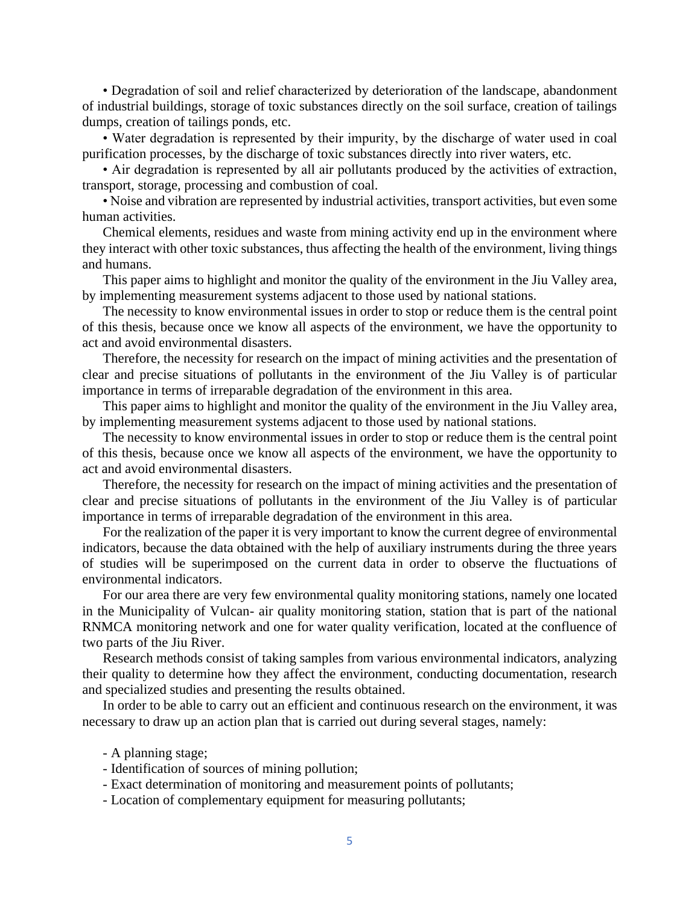• Degradation of soil and relief characterized by deterioration of the landscape, abandonment of industrial buildings, storage of toxic substances directly on the soil surface, creation of tailings dumps, creation of tailings ponds, etc.

• Water degradation is represented by their impurity, by the discharge of water used in coal purification processes, by the discharge of toxic substances directly into river waters, etc.

• Air degradation is represented by all air pollutants produced by the activities of extraction, transport, storage, processing and combustion of coal.

• Noise and vibration are represented by industrial activities, transport activities, but even some human activities.

Chemical elements, residues and waste from mining activity end up in the environment where they interact with other toxic substances, thus affecting the health of the environment, living things and humans.

This paper aims to highlight and monitor the quality of the environment in the Jiu Valley area, by implementing measurement systems adjacent to those used by national stations.

The necessity to know environmental issues in order to stop or reduce them is the central point of this thesis, because once we know all aspects of the environment, we have the opportunity to act and avoid environmental disasters.

Therefore, the necessity for research on the impact of mining activities and the presentation of clear and precise situations of pollutants in the environment of the Jiu Valley is of particular importance in terms of irreparable degradation of the environment in this area.

This paper aims to highlight and monitor the quality of the environment in the Jiu Valley area, by implementing measurement systems adjacent to those used by national stations.

The necessity to know environmental issues in order to stop or reduce them is the central point of this thesis, because once we know all aspects of the environment, we have the opportunity to act and avoid environmental disasters.

Therefore, the necessity for research on the impact of mining activities and the presentation of clear and precise situations of pollutants in the environment of the Jiu Valley is of particular importance in terms of irreparable degradation of the environment in this area.

For the realization of the paper it is very important to know the current degree of environmental indicators, because the data obtained with the help of auxiliary instruments during the three years of studies will be superimposed on the current data in order to observe the fluctuations of environmental indicators.

For our area there are very few environmental quality monitoring stations, namely one located in the Municipality of Vulcan- air quality monitoring station, station that is part of the national RNMCA monitoring network and one for water quality verification, located at the confluence of two parts of the Jiu River.

Research methods consist of taking samples from various environmental indicators, analyzing their quality to determine how they affect the environment, conducting documentation, research and specialized studies and presenting the results obtained.

In order to be able to carry out an efficient and continuous research on the environment, it was necessary to draw up an action plan that is carried out during several stages, namely:

- A planning stage;
- Identification of sources of mining pollution;
- Exact determination of monitoring and measurement points of pollutants;
- Location of complementary equipment for measuring pollutants;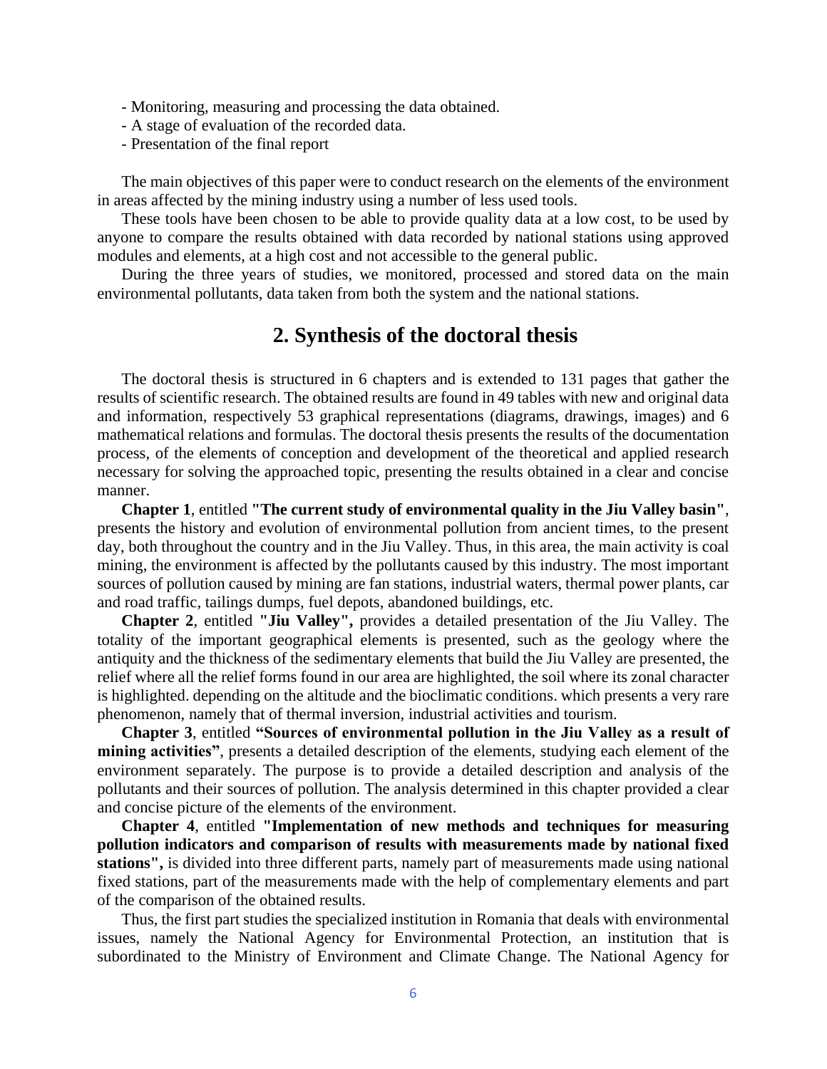- Monitoring, measuring and processing the data obtained.
- A stage of evaluation of the recorded data.
- Presentation of the final report

The main objectives of this paper were to conduct research on the elements of the environment in areas affected by the mining industry using a number of less used tools.

These tools have been chosen to be able to provide quality data at a low cost, to be used by anyone to compare the results obtained with data recorded by national stations using approved modules and elements, at a high cost and not accessible to the general public.

During the three years of studies, we monitored, processed and stored data on the main environmental pollutants, data taken from both the system and the national stations.

## 2. Synthesis of the doctoral thesis

The doctoral thesis is structured in 6 chapters and is extended to 131 pages that gather the results of scientific research. The obtained results are found in 49 tables with new and original data and information, respectively 53 graphical representations (diagrams, drawings, images) and 6 mathematical relations and formulas. The doctoral thesis presents the results of the documentation process, of the elements of conception and development of the theoretical and applied research necessary for solving the approached topic, presenting the results obtained in a clear and concise manner.

**Chapter 1**, entitled **"The current study of environmental quality in the Jiu Valley basin"**, presents the history and evolution of environmental pollution from ancient times, to the present day, both throughout the country and in the Jiu Valley. Thus, in this area, the main activity is coal mining, the environment is affected by the pollutants caused by this industry. The most important sources of pollution caused by mining are fan stations, industrial waters, thermal power plants, car and road traffic, tailings dumps, fuel depots, abandoned buildings, etc.

**Chapter 2**, entitled **"Jiu Valley",** provides a detailed presentation of the Jiu Valley. The totality of the important geographical elements is presented, such as the geology where the antiquity and the thickness of the sedimentary elements that build the Jiu Valley are presented, the relief where all the relief forms found in our area are highlighted, the soil where its zonal character is highlighted. depending on the altitude and the bioclimatic conditions. which presents a very rare phenomenon, namely that of thermal inversion, industrial activities and tourism.

**Chapter 3**, entitled **"Sources of environmental pollution in the Jiu Valley as a result of mining activities"**, presents a detailed description of the elements, studying each element of the environment separately. The purpose is to provide a detailed description and analysis of the pollutants and their sources of pollution. The analysis determined in this chapter provided a clear and concise picture of the elements of the environment.

**Chapter 4**, entitled **"Implementation of new methods and techniques for measuring pollution indicators and comparison of results with measurements made by national fixed stations",** is divided into three different parts, namely part of measurements made using national fixed stations, part of the measurements made with the help of complementary elements and part of the comparison of the obtained results.

Thus, the first part studies the specialized institution in Romania that deals with environmental issues, namely the National Agency for Environmental Protection, an institution that is subordinated to the Ministry of Environment and Climate Change. The National Agency for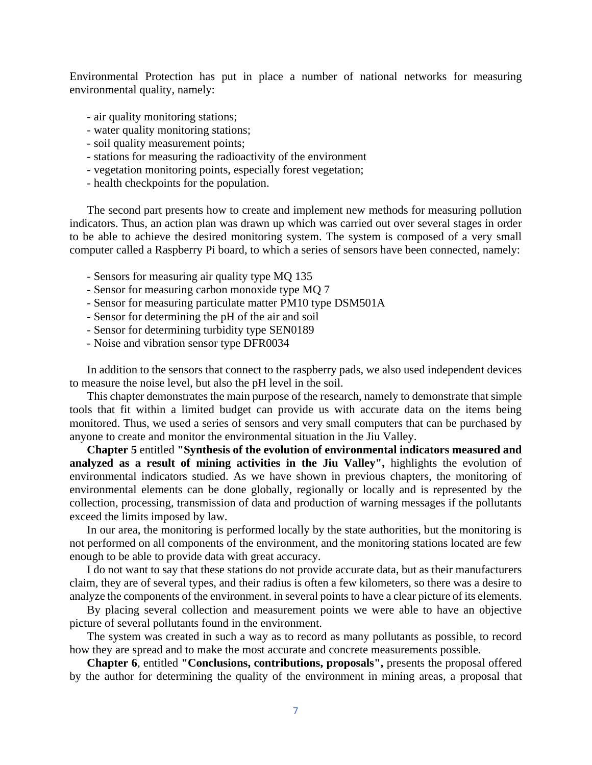Environmental Protection has put in place a number of national networks for measuring environmental quality, namely:

- air quality monitoring stations;
- water quality monitoring stations;
- soil quality measurement points;
- stations for measuring the radioactivity of the environment
- vegetation monitoring points, especially forest vegetation;
- health checkpoints for the population.

The second part presents how to create and implement new methods for measuring pollution indicators. Thus, an action plan was drawn up which was carried out over several stages in order to be able to achieve the desired monitoring system. The system is composed of a very small computer called a Raspberry Pi board, to which a series of sensors have been connected, namely:

- Sensors for measuring air quality type MQ 135
- Sensor for measuring carbon monoxide type MQ 7
- Sensor for measuring particulate matter PM10 type DSM501A
- Sensor for determining the pH of the air and soil
- Sensor for determining turbidity type SEN0189
- Noise and vibration sensor type DFR0034

In addition to the sensors that connect to the raspberry pads, we also used independent devices to measure the noise level, but also the pH level in the soil.

This chapter demonstrates the main purpose of the research, namely to demonstrate that simple tools that fit within a limited budget can provide us with accurate data on the items being monitored. Thus, we used a series of sensors and very small computers that can be purchased by anyone to create and monitor the environmental situation in the Jiu Valley.

**Chapter 5** entitled **"Synthesis of the evolution of environmental indicators measured and analyzed as a result of mining activities in the Jiu Valley",** highlights the evolution of environmental indicators studied. As we have shown in previous chapters, the monitoring of environmental elements can be done globally, regionally or locally and is represented by the collection, processing, transmission of data and production of warning messages if the pollutants exceed the limits imposed by law.

In our area, the monitoring is performed locally by the state authorities, but the monitoring is not performed on all components of the environment, and the monitoring stations located are few enough to be able to provide data with great accuracy.

I do not want to say that these stations do not provide accurate data, but as their manufacturers claim, they are of several types, and their radius is often a few kilometers, so there was a desire to analyze the components of the environment. in several points to have a clear picture of its elements.

By placing several collection and measurement points we were able to have an objective picture of several pollutants found in the environment.

The system was created in such a way as to record as many pollutants as possible, to record how they are spread and to make the most accurate and concrete measurements possible.

**Chapter 6**, entitled **"Conclusions, contributions, proposals",** presents the proposal offered by the author for determining the quality of the environment in mining areas, a proposal that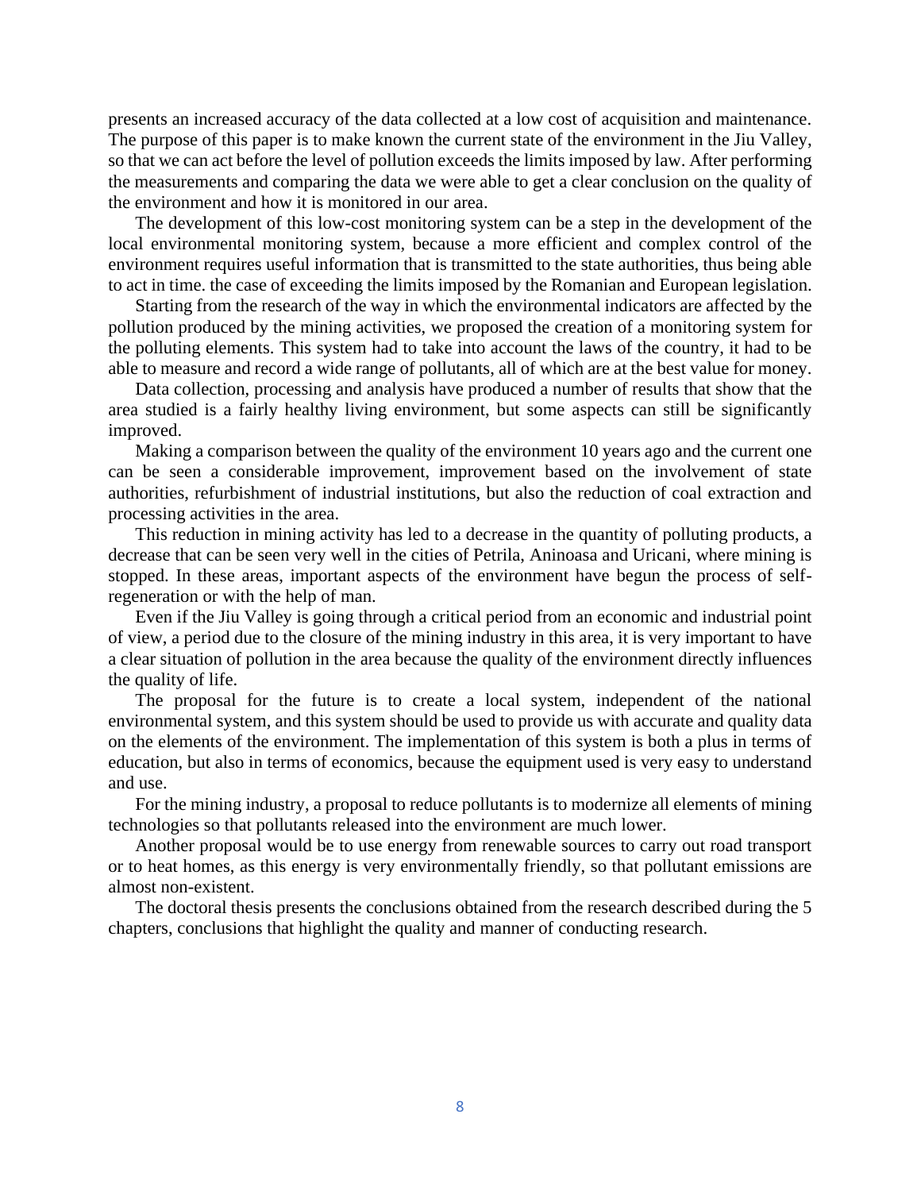presents an increased accuracy of the data collected at a low cost of acquisition and maintenance. The purpose of this paper is to make known the current state of the environment in the Jiu Valley, so that we can act before the level of pollution exceeds the limits imposed by law. After performing the measurements and comparing the data we were able to get a clear conclusion on the quality of the environment and how it is monitored in our area.

The development of this low-cost monitoring system can be a step in the development of the local environmental monitoring system, because a more efficient and complex control of the environment requires useful information that is transmitted to the state authorities, thus being able to act in time. the case of exceeding the limits imposed by the Romanian and European legislation.

Starting from the research of the way in which the environmental indicators are affected by the pollution produced by the mining activities, we proposed the creation of a monitoring system for the polluting elements. This system had to take into account the laws of the country, it had to be able to measure and record a wide range of pollutants, all of which are at the best value for money.

Data collection, processing and analysis have produced a number of results that show that the area studied is a fairly healthy living environment, but some aspects can still be significantly improved.

Making a comparison between the quality of the environment 10 years ago and the current one can be seen a considerable improvement, improvement based on the involvement of state authorities, refurbishment of industrial institutions, but also the reduction of coal extraction and processing activities in the area.

This reduction in mining activity has led to a decrease in the quantity of polluting products, a decrease that can be seen very well in the cities of Petrila, Aninoasa and Uricani, where mining is stopped. In these areas, important aspects of the environment have begun the process of self-regeneration or with the help of man.

Even if the Jiu Valley is going through a critical period from an economic and industrial point of view, a period due to the closure of the mining industry in this area, it is very important to have a clear situation of pollution in the area because the quality of the environment directly influences the quality of life.

The proposal for the future is to create a local system, independent of the national environmental system, and this system should be used to provide us with accurate and quality data on the elements of the environment. The implementation of this system is both a plus in terms of education, but also in terms of economics, because the equipment used is very easy to understand and use.

For the mining industry, a proposal to reduce pollutants is to modernize all elements of mining technologies so that pollutants released into the environment are much lower.

Another proposal would be to use energy from renewable sources to carry out road transport or to heat homes, as this energy is very environmentally friendly, so that pollutant emissions are almost non-existent.

The doctoral thesis presents the conclusions obtained from the research described during the 5 chapters, conclusions that highlight the quality and manner of conducting research.